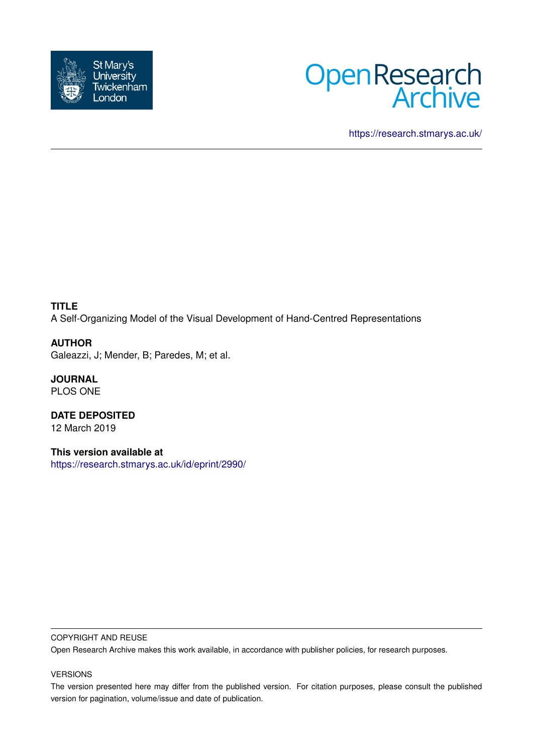St Mary's University Twickenham London

Open Research Archive

https://research.stmarys.ac.uk/

**TITLE**

A Self-Organizing Model of the Visual Development of Hand-Centred Representations

**AUTHOR**

Galeazzi, J; Mender, B; Paredes, M; et al.

**JOURNAL**

PLOS ONE

**DATE DEPOSITED**

12 March 2019

**This version available at**

https://research.stmarys.ac.uk/id/eprint/2990/

COPYRIGHT AND REUSE

Open Research Archive makes this work available, in accordance with publisher policies, for research purposes.

VERSIONS

The version presented here may differ from the published version. For citation purposes, please consult the published version for pagination, volume/issue and date of publication.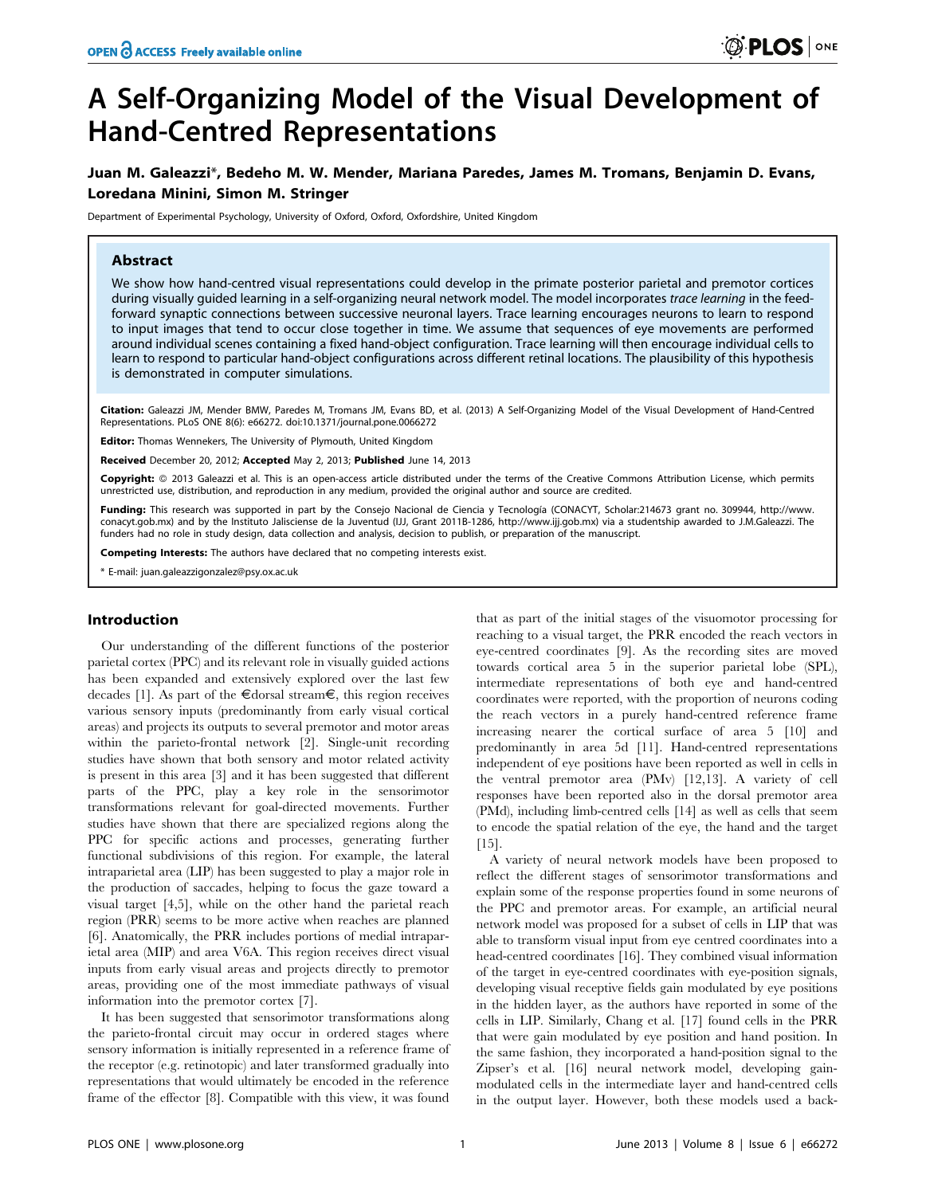# A Self-Organizing Model of the Visual Development of Hand-Centred Representations

**Juan M. Galeazzi\*, Bedeho M. W. Mender, Mariana Paredes, James M. Tromans, Benjamin D. Evans, Loredana Minini, Simon M. Stringer**

Department of Experimental Psychology, University of Oxford, Oxford, Oxfordshire, United Kingdom

## Abstract

We show how hand-centred visual representations could develop in the primate posterior parietal and premotor cortices during visually guided learning in a self-organizing neural network model. The model incorporates *trace learning* in the feed-forward synaptic connections between successive neuronal layers. Trace learning encourages neurons to learn to respond to input images that tend to occur close together in time. We assume that sequences of eye movements are performed around individual scenes containing a fixed hand-object configuration. Trace learning will then encourage individual cells to learn to respond to particular hand-object configurations across different retinal locations. The plausibility of this hypothesis is demonstrated in computer simulations.

**Citation:** Galeazzi JM, Mender BMW, Paredes M, Tromans JM, Evans BD, et al. (2013) A Self-Organizing Model of the Visual Development of Hand-Centred Representations. PLoS ONE 8(6): e66272. doi:10.1371/journal.pone.0066272

**Editor:** Thomas Wennekers, The University of Plymouth, United Kingdom

**Received** December 20, 2012; **Accepted** May 2, 2013; **Published** June 14, 2013

**Copyright:** © 2013 Galeazzi et al. This is an open-access article distributed under the terms of the Creative Commons Attribution License, which permits unrestricted use, distribution, and reproduction in any medium, provided the original author and source are credited.

**Funding:** This research was supported in part by the Consejo Nacional de Ciencia y Tecnología (CONACYT, Scholar:214673 grant no. 309944, http://www.conacyt.gob.mx) and by the Instituto Jalisciense de la Juventud (IJJ, Grant 2011B-1286, http://www.ijj.gob.mx) via a studentship awarded to J.M.Galeazzi. The funders had no role in study design, data collection and analysis, decision to publish, or preparation of the manuscript.

**Competing Interests:** The authors have declared that no competing interests exist.

\* E-mail: juan.galeazzigonzalez@psy.ox.ac.uk

## Introduction

Our understanding of the different functions of the posterior parietal cortex (PPC) and its relevant role in visually guided actions has been expanded and extensively explored over the last few decades [1]. As part of the €dorsal stream€, this region receives various sensory inputs (predominantly from early visual cortical areas) and projects its outputs to several premotor and motor areas within the parieto-frontal network [2]. Single-unit recording studies have shown that both sensory and motor related activity is present in this area [3] and it has been suggested that different parts of the PPC, play a key role in the sensorimotor transformations relevant for goal-directed movements. Further studies have shown that there are specialized regions along the PPC for specific actions and processes, generating further functional subdivisions of this region. For example, the lateral intraparietal area (LIP) has been suggested to play a major role in the production of saccades, helping to focus the gaze toward a visual target [4,5], while on the other hand the parietal reach region (PRR) seems to be more active when reaches are planned [6]. Anatomically, the PRR includes portions of medial intraparietal area (MIP) and area V6A. This region receives direct visual inputs from early visual areas and projects directly to premotor areas, providing one of the most immediate pathways of visual information into the premotor cortex [7].

It has been suggested that sensorimotor transformations along the parieto-frontal circuit may occur in ordered stages where sensory information is initially represented in a reference frame of the receptor (e.g. retinotopic) and later transformed gradually into representations that would ultimately be encoded in the reference frame of the effector [8]. Compatible with this view, it was found that as part of the initial stages of the visuomotor processing for reaching to a visual target, the PRR encoded the reach vectors in eye-centred coordinates [9]. As the recording sites are moved towards cortical area 5 in the superior parietal lobe (SPL), intermediate representations of both eye and hand-centred coordinates were reported, with the proportion of neurons coding the reach vectors in a purely hand-centred reference frame increasing nearer the cortical surface of area 5 [10] and predominantly in area 5d [11]. Hand-centred representations independent of eye positions have been reported as well in cells in the ventral premotor area (PMv) [12,13]. A variety of cell responses have been reported also in the dorsal premotor area (PMd), including limb-centred cells [14] as well as cells that seem to encode the spatial relation of the eye, the hand and the target [15].

A variety of neural network models have been proposed to reflect the different stages of sensorimotor transformations and explain some of the response properties found in some neurons of the PPC and premotor areas. For example, an artificial neural network model was proposed for a subset of cells in LIP that was able to transform visual input from eye centred coordinates into a head-centred coordinates [16]. They combined visual information of the target in eye-centred coordinates with eye-position signals, developing visual receptive fields gain modulated by eye positions in the hidden layer, as the authors have reported in some of the cells in LIP. Similarly, Chang et al. [17] found cells in the PRR that were gain modulated by eye position and hand position. In the same fashion, they incorporated a hand-position signal to the Zipser's et al. [16] neural network model, developing gain-modulated cells in the intermediate layer and hand-centred cells in the output layer. However, both these models used a back-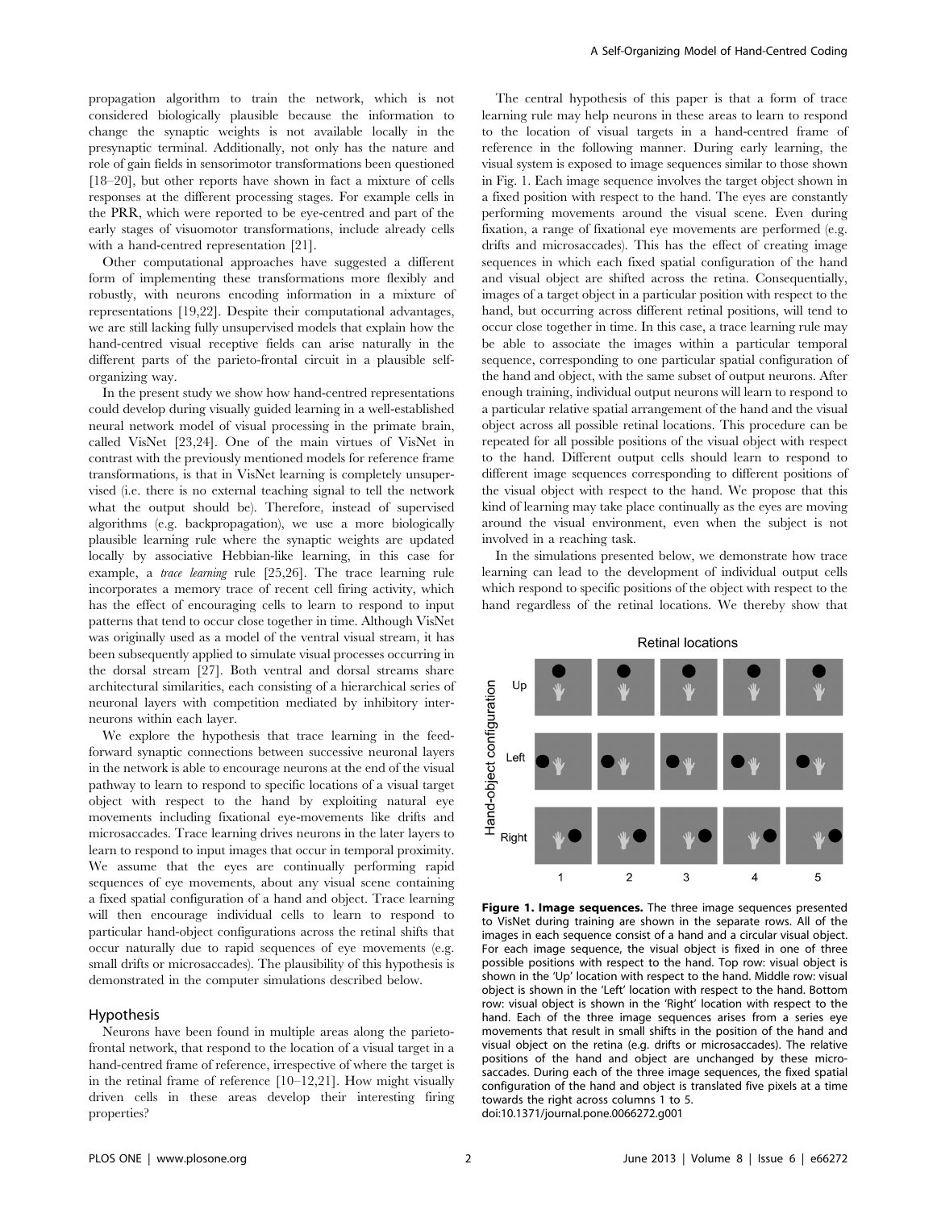propagation algorithm to train the network, which is not considered biologically plausible because the information to change the synaptic weights is not available locally in the presynaptic terminal. Additionally, not only has the nature and role of gain fields in sensorimotor transformations been questioned [18–20], but other reports have shown in fact a mixture of cells responses at the different processing stages. For example cells in the PRR, which were reported to be eye-centred and part of the early stages of visuomotor transformations, include already cells with a hand-centred representation [21].

Other computational approaches have suggested a different form of implementing these transformations more flexibly and robustly, with neurons encoding information in a mixture of representations [19,22]. Despite their computational advantages, we are still lacking fully unsupervised models that explain how the hand-centred visual receptive fields can arise naturally in the different parts of the parieto-frontal circuit in a plausible self-organizing way.

In the present study we show how hand-centred representations could develop during visually guided learning in a well-established neural network model of visual processing in the primate brain, called VisNet [23,24]. One of the main virtues of VisNet in contrast with the previously mentioned models for reference frame transformations, is that in VisNet learning is completely unsupervised (i.e. there is no external teaching signal to tell the network what the output should be). Therefore, instead of supervised algorithms (e.g. backpropagation), we use a more biologically plausible learning rule where the synaptic weights are updated locally by associative Hebbian-like learning, in this case for example, a *trace learning* rule [25,26]. The trace learning rule incorporates a memory trace of recent cell firing activity, which has the effect of encouraging cells to learn to respond to input patterns that tend to occur close together in time. Although VisNet was originally used as a model of the ventral visual stream, it has been subsequently applied to simulate visual processes occurring in the dorsal stream [27]. Both ventral and dorsal streams share architectural similarities, each consisting of a hierarchical series of neuronal layers with competition mediated by inhibitory interneurons within each layer.

We explore the hypothesis that trace learning in the feed-forward synaptic connections between successive neuronal layers in the network is able to encourage neurons at the end of the visual pathway to learn to respond to specific locations of a visual target object with respect to the hand by exploiting natural eye movements including fixational eye-movements like drifts and microsaccades. Trace learning drives neurons in the later layers to learn to respond to input images that occur in temporal proximity. We assume that the eyes are continually performing rapid sequences of eye movements, about any visual scene containing a fixed spatial configuration of a hand and object. Trace learning will then encourage individual cells to learn to respond to particular hand-object configurations across the retinal shifts that occur naturally due to rapid sequences of eye movements (e.g. small drifts or microsaccades). The plausibility of this hypothesis is demonstrated in the computer simulations described below.

## Hypothesis

Neurons have been found in multiple areas along the parieto-frontal network, that respond to the location of a visual target in a hand-centred frame of reference, irrespective of where the target is in the retinal frame of reference [10–12,21]. How might visually driven cells in these areas develop their interesting firing properties?

The central hypothesis of this paper is that a form of trace learning rule may help neurons in these areas to learn to respond to the location of visual targets in a hand-centred frame of reference in the following manner. During early learning, the visual system is exposed to image sequences similar to those shown in Fig. 1. Each image sequence involves the target object shown in a fixed position with respect to the hand. The eyes are constantly performing movements around the visual scene. Even during fixation, a range of fixational eye movements are performed (e.g. drifts and microsaccades). This has the effect of creating image sequences in which each fixed spatial configuration of the hand and visual object are shifted across the retina. Consequentially, images of a target object in a particular position with respect to the hand, but occurring across different retinal positions, will tend to occur close together in time. In this case, a trace learning rule may be able to associate the images within a particular temporal sequence, corresponding to one particular spatial configuration of the hand and object, with the same subset of output neurons. After enough training, individual output neurons will learn to respond to a particular relative spatial arrangement of the hand and the visual object across all possible retinal locations. This procedure can be repeated for all possible positions of the visual object with respect to the hand. Different output cells should learn to respond to different image sequences corresponding to different positions of the visual object with respect to the hand. We propose that this kind of learning may take place continually as the eyes are moving around the visual environment, even when the subject is not involved in a reaching task.

In the simulations presented below, we demonstrate how trace learning can lead to the development of individual output cells which respond to specific positions of the object with respect to the hand regardless of the retinal locations. We thereby show that

**Figure 1. Image sequences.** The three image sequences presented to VisNet during training are shown in the separate rows. All of the images in each sequence consist of a hand and a circular visual object. For each image sequence, the visual object is fixed in one of three possible positions with respect to the hand. Top row: visual object is shown in the 'Up' location with respect to the hand. Middle row: visual object is shown in the 'Left' location with respect to the hand. Bottom row: visual object is shown in the 'Right' location with respect to the hand. Each of the three image sequences arises from a series eye movements that result in small shifts in the position of the hand and visual object on the retina (e.g. drifts or microsaccades). The relative positions of the hand and object are unchanged by these microsaccades. During each of the three image sequences, the fixed spatial configuration of the hand and object is translated five pixels at a time towards the right across columns 1 to 5.
doi:10.1371/journal.pone.0066272.g001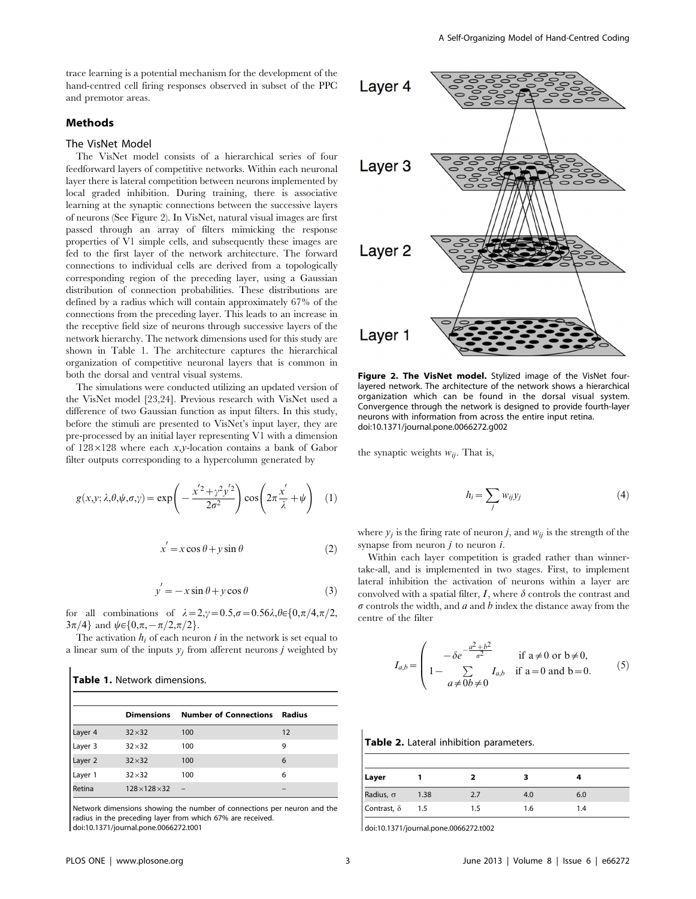trace learning is a potential mechanism for the development of the hand-centred cell firing responses observed in subset of the PPC and premotor areas.

## Methods

### The VisNet Model

The VisNet model consists of a hierarchical series of four feedforward layers of competitive networks. Within each neuronal layer there is lateral competition between neurons implemented by local graded inhibition. During training, there is associative learning at the synaptic connections between the successive layers of neurons (See Figure 2). In VisNet, natural visual images are first passed through an array of filters mimicking the response properties of V1 simple cells, and subsequently these images are fed to the first layer of the network architecture. The forward connections to individual cells are derived from a topologically corresponding region of the preceding layer, using a Gaussian distribution of connection probabilities. These distributions are defined by a radius which will contain approximately 67% of the connections from the preceding layer. This leads to an increase in the receptive field size of neurons through successive layers of the network hierarchy. The network dimensions used for this study are shown in Table 1. The architecture captures the hierarchical organization of competitive neuronal layers that is common in both the dorsal and ventral visual systems.

The simulations were conducted utilizing an updated version of the VisNet model [23,24]. Previous research with VisNet used a difference of two Gaussian function as input filters. In this study, before the stimuli are presented to VisNet's input layer, they are pre-processed by an initial layer representing V1 with a dimension of $128 \times 128$ where each $x,y$-location contains a bank of Gabor filter outputs corresponding to a hypercolumn generated by

$$g(x,y;\lambda,\theta,\psi,\sigma,\gamma) = \exp\left(-\frac{x'^2+\gamma^2 y'^2}{2\sigma^2}\right)\cos\left(2\pi\frac{x'}{\lambda}+\psi\right) \quad (1)$$

$$x' = x\cos\theta + y\sin\theta \quad (2)$$

$$y' = -x\sin\theta + y\cos\theta \quad (3)$$

for all combinations of $\lambda = 2, \gamma = 0.5, \sigma = 0.56\lambda, \theta \in \{0, \pi/4, \pi/2, 3\pi/4\}$ and $\psi \in \{0, \pi, -\pi/2, \pi/2\}$.

The activation $h_i$ of each neuron $i$ in the network is set equal to a linear sum of the inputs $y_j$ from afferent neurons $j$ weighted by the synaptic weights $w_{ij}$. That is,

$$h_i = \sum_j w_{ij} y_j \quad (4)$$

where $y_j$ is the firing rate of neuron $j$, and $w_{ij}$ is the strength of the synapse from neuron $j$ to neuron $i$.

Within each layer competition is graded rather than winner-take-all, and is implemented in two stages. First, to implement lateral inhibition the activation of neurons within a layer are convolved with a spatial filter, $I$, where $\delta$ controls the contrast and $\sigma$ controls the width, and $a$ and $b$ index the distance away from the centre of the filter

$$I_{a,b} = \begin{cases} -\delta e^{-\frac{a^2+b^2}{\sigma^2}} & \text{if } a \neq 0 \text{ or } b \neq 0, \\ 1 - \sum\limits_{a \neq 0 b \neq 0} I_{a,b} & \text{if } a = 0 \text{ and } b = 0. \end{cases} \quad (5)$$

**Table 1.** Network dimensions.

| | Dimensions | Number of Connections | Radius |
|---|---|---|---|
| Layer 4 | $32\times32$ | 100 | 12 |
| Layer 3 | $32\times32$ | 100 | 9 |
| Layer 2 | $32\times32$ | 100 | 6 |
| Layer 1 | $32\times32$ | 100 | 6 |
| Retina | $128\times128\times32$ | – | – |

Network dimensions showing the number of connections per neuron and the radius in the preceding layer from which 67% are received.
doi:10.1371/journal.pone.0066272.t001

**Figure 2. The VisNet model.** Stylized image of the VisNet four-layered network. The architecture of the network shows a hierarchical organization which can be found in the dorsal visual system. Convergence through the network is designed to provide fourth-layer neurons with information from across the entire input retina.
doi:10.1371/journal.pone.0066272.g002

**Table 2.** Lateral inhibition parameters.

| Layer | 1 | 2 | 3 | 4 |
|---|---|---|---|---|
| Radius, $\sigma$ | 1.38 | 2.7 | 4.0 | 6.0 |
| Contrast, $\delta$ | 1.5 | 1.5 | 1.6 | 1.4 |

doi:10.1371/journal.pone.0066272.t002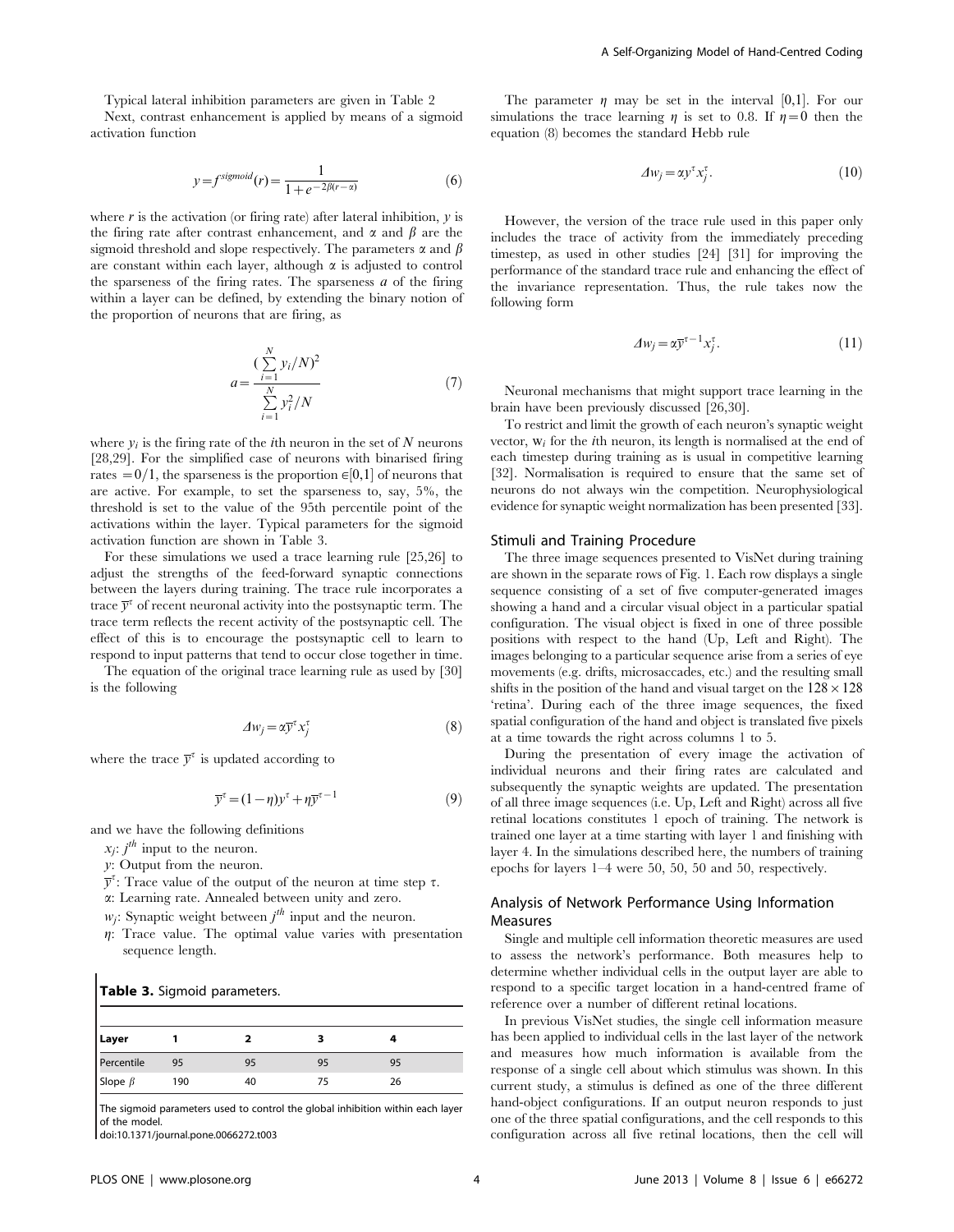Typical lateral inhibition parameters are given in Table 2

Next, contrast enhancement is applied by means of a sigmoid activation function

$$y = f^{sigmoid}(r) = \frac{1}{1 + e^{-2\beta(r-\alpha)}} \tag{6}$$

where $r$ is the activation (or firing rate) after lateral inhibition, $y$ is the firing rate after contrast enhancement, and $\alpha$ and $\beta$ are the sigmoid threshold and slope respectively. The parameters $\alpha$ and $\beta$ are constant within each layer, although $\alpha$ is adjusted to control the sparseness of the firing rates. The sparseness $a$ of the firing within a layer can be defined, by extending the binary notion of the proportion of neurons that are firing, as

$$a = \frac{(\sum_{i=1}^{N} y_i / N)^2}{\sum_{i=1}^{N} y_i^2 / N} \tag{7}$$

where $y_i$ is the firing rate of the $i$th neuron in the set of $N$ neurons [28,29]. For the simplified case of neurons with binarised firing rates $= 0/1$, the sparseness is the proportion $\in [0,1]$ of neurons that are active. For example, to set the sparseness to, say, 5%, the threshold is set to the value of the 95th percentile point of the activations within the layer. Typical parameters for the sigmoid activation function are shown in Table 3.

For these simulations we used a trace learning rule [25,26] to adjust the strengths of the feed-forward synaptic connections between the layers during training. The trace rule incorporates a trace $\overline{y}^{\tau}$ of recent neuronal activity into the postsynaptic term. The trace term reflects the recent activity of the postsynaptic cell. The effect of this is to encourage the postsynaptic cell to learn to respond to input patterns that tend to occur close together in time.

The equation of the original trace learning rule as used by [30] is the following

$$\Delta w_j = \alpha \overline{y}^{\tau} x_j^{\tau} \tag{8}$$

where the trace $\overline{y}^{\tau}$ is updated according to

$$\overline{y}^{\tau} = (1-\eta) y^{\tau} + \eta \overline{y}^{\tau-1} \tag{9}$$

and we have the following definitions

$x_j$: $j^{th}$ input to the neuron.

$y$: Output from the neuron.

$\overline{y}^{\tau}$: Trace value of the output of the neuron at time step $\tau$.

$\alpha$: Learning rate. Annealed between unity and zero.

$w_j$: Synaptic weight between $j^{th}$ input and the neuron.

$\eta$: Trace value. The optimal value varies with presentation sequence length.

**Table 3.** Sigmoid parameters.

| Layer | 1 | 2 | 3 | 4 |
| --- | --- | --- | --- | --- |
| Percentile | 95 | 95 | 95 | 95 |
| Slope $\beta$ | 190 | 40 | 75 | 26 |

The sigmoid parameters used to control the global inhibition within each layer of the model.

doi:10.1371/journal.pone.0066272.t003

The parameter $\eta$ may be set in the interval [0,1]. For our simulations the trace learning $\eta$ is set to 0.8. If $\eta = 0$ then the equation (8) becomes the standard Hebb rule

$$\Delta w_j = \alpha y^{\tau} x_j^{\tau}. \tag{10}$$

However, the version of the trace rule used in this paper only includes the trace of activity from the immediately preceding timestep, as used in other studies [24] [31] for improving the performance of the standard trace rule and enhancing the effect of the invariance representation. Thus, the rule takes now the following form

$$\Delta w_j = \alpha \overline{y}^{\tau-1} x_j^{\tau}. \tag{11}$$

Neuronal mechanisms that might support trace learning in the brain have been previously discussed [26,30].

To restrict and limit the growth of each neuron's synaptic weight vector, $\mathbf{w}_i$ for the $i$th neuron, its length is normalised at the end of each timestep during training as is usual in competitive learning [32]. Normalisation is required to ensure that the same set of neurons do not always win the competition. Neurophysiological evidence for synaptic weight normalization has been presented [33].

## Stimuli and Training Procedure

The three image sequences presented to VisNet during training are shown in the separate rows of Fig. 1. Each row displays a single sequence consisting of a set of five computer-generated images showing a hand and a circular visual object in a particular spatial configuration. The visual object is fixed in one of three possible positions with respect to the hand (Up, Left and Right). The images belonging to a particular sequence arise from a series of eye movements (e.g. drifts, microsaccades, etc.) and the resulting small shifts in the position of the hand and visual target on the $128 \times 128$ 'retina'. During each of the three image sequences, the fixed spatial configuration of the hand and object is translated five pixels at a time towards the right across columns 1 to 5.

During the presentation of every image the activation of individual neurons and their firing rates are calculated and subsequently the synaptic weights are updated. The presentation of all three image sequences (i.e. Up, Left and Right) across all five retinal locations constitutes 1 epoch of training. The network is trained one layer at a time starting with layer 1 and finishing with layer 4. In the simulations described here, the numbers of training epochs for layers 1–4 were 50, 50, 50 and 50, respectively.

## Analysis of Network Performance Using Information Measures

Single and multiple cell information theoretic measures are used to assess the network's performance. Both measures help to determine whether individual cells in the output layer are able to respond to a specific target location in a hand-centred frame of reference over a number of different retinal locations.

In previous VisNet studies, the single cell information measure has been applied to individual cells in the last layer of the network and measures how much information is available from the response of a single cell about which stimulus was shown. In this current study, a stimulus is defined as one of the three different hand-object configurations. If an output neuron responds to just one of the three spatial configurations, and the cell responds to this configuration across all five retinal locations, then the cell will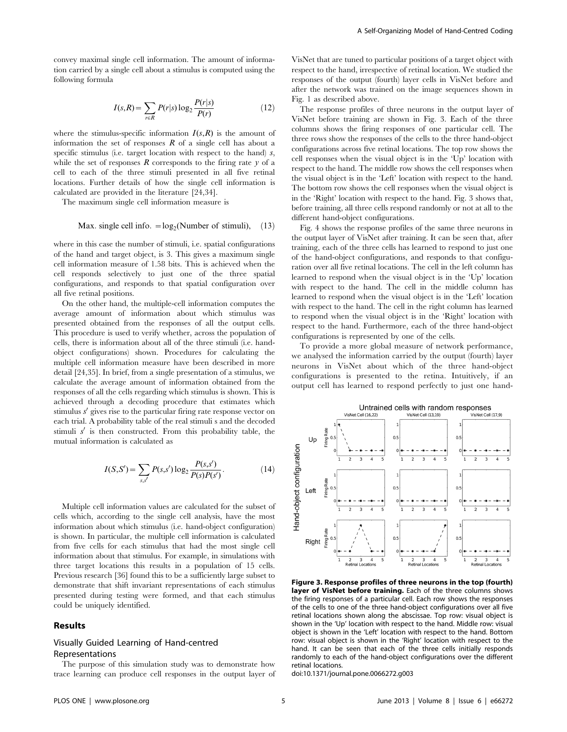convey maximal single cell information. The amount of information carried by a single cell about a stimulus is computed using the following formula

$$I(s,R) = \sum_{r \in R} P(r|s) \log_2 \frac{P(r|s)}{P(r)} \tag{12}$$

where the stimulus-specific information $I(s,R)$ is the amount of information the set of responses $R$ of a single cell has about a specific stimulus (i.e. target location with respect to the hand) $s$, while the set of responses $R$ corresponds to the firing rate $y$ of a cell to each of the three stimuli presented in all five retinal locations. Further details of how the single cell information is calculated are provided in the literature [24,34].

The maximum single cell information measure is

$$\text{Max. single cell info.} = \log_2(\text{Number of stimuli}), \tag{13}$$

where in this case the number of stimuli, i.e. spatial configurations of the hand and target object, is 3. This gives a maximum single cell information measure of 1.58 bits. This is achieved when the cell responds selectively to just one of the three spatial configurations, and responds to that spatial configuration over all five retinal positions.

On the other hand, the multiple-cell information computes the average amount of information about which stimulus was presented obtained from the responses of all the output cells. This procedure is used to verify whether, across the population of cells, there is information about all of the three stimuli (i.e. hand-object configurations) shown. Procedures for calculating the multiple cell information measure have been described in more detail [24,35]. In brief, from a single presentation of a stimulus, we calculate the average amount of information obtained from the responses of all the cells regarding which stimulus is shown. This is achieved through a decoding procedure that estimates which stimulus $s'$ gives rise to the particular firing rate response vector on each trial. A probability table of the real stimuli s and the decoded stimuli $s'$ is then constructed. From this probability table, the mutual information is calculated as

$$I(S,S') = \sum_{s,s'} P(s,s') \log_2 \frac{P(s,s')}{P(s)P(s')}. \tag{14}$$

Multiple cell information values are calculated for the subset of cells which, according to the single cell analysis, have the most information about which stimulus (i.e. hand-object configuration) is shown. In particular, the multiple cell information is calculated from five cells for each stimulus that had the most single cell information about that stimulus. For example, in simulations with three target locations this results in a population of 15 cells. Previous research [36] found this to be a sufficiently large subset to demonstrate that shift invariant representations of each stimulus presented during testing were formed, and that each stimulus could be uniquely identified.

## Results

### Visually Guided Learning of Hand-centred Representations

The purpose of this simulation study was to demonstrate how trace learning can produce cell responses in the output layer of VisNet that are tuned to particular positions of a target object with respect to the hand, irrespective of retinal location. We studied the responses of the output (fourth) layer cells in VisNet before and after the network was trained on the image sequences shown in Fig. 1 as described above.

The response profiles of three neurons in the output layer of VisNet before training are shown in Fig. 3. Each of the three columns shows the firing responses of one particular cell. The three rows show the responses of the cells to the three hand-object configurations across five retinal locations. The top row shows the cell responses when the visual object is in the 'Up' location with respect to the hand. The middle row shows the cell responses when the visual object is in the 'Left' location with respect to the hand. The bottom row shows the cell responses when the visual object is in the 'Right' location with respect to the hand. Fig. 3 shows that, before training, all three cells respond randomly or not at all to the different hand-object configurations.

Fig. 4 shows the response profiles of the same three neurons in the output layer of VisNet after training. It can be seen that, after training, each of the three cells has learned to respond to just one of the hand-object configurations, and responds to that configuration over all five retinal locations. The cell in the left column has learned to respond when the visual object is in the 'Up' location with respect to the hand. The cell in the middle column has learned to respond when the visual object is in the 'Left' location with respect to the hand. The cell in the right column has learned to respond when the visual object is in the 'Right' location with respect to the hand. Furthermore, each of the three hand-object configurations is represented by one of the cells.

To provide a more global measure of network performance, we analysed the information carried by the output (fourth) layer neurons in VisNet about which of the three hand-object configurations is presented to the retina. Intuitively, if an output cell has learned to respond perfectly to just one hand-

Untrained cells with random responses

VisNet Cell (16,22) VisNet Cell (13,19) VisNet Cell (17,9)

Hand-object configuration

Up

Left

Right

Firing Rate

Retinal Locations

**Figure 3. Response profiles of three neurons in the top (fourth) layer of VisNet before training.** Each of the three columns shows the firing responses of a particular cell. Each row shows the responses of the cells to one of the three hand-object configurations over all five retinal locations shown along the abscissae. Top row: visual object is shown in the 'Up' location with respect to the hand. Middle row: visual object is shown in the 'Left' location with respect to the hand. Bottom row: visual object is shown in the 'Right' location with respect to the hand. It can be seen that each of the three cells initially responds randomly to each of the hand-object configurations over the different retinal locations.

doi:10.1371/journal.pone.0066272.g003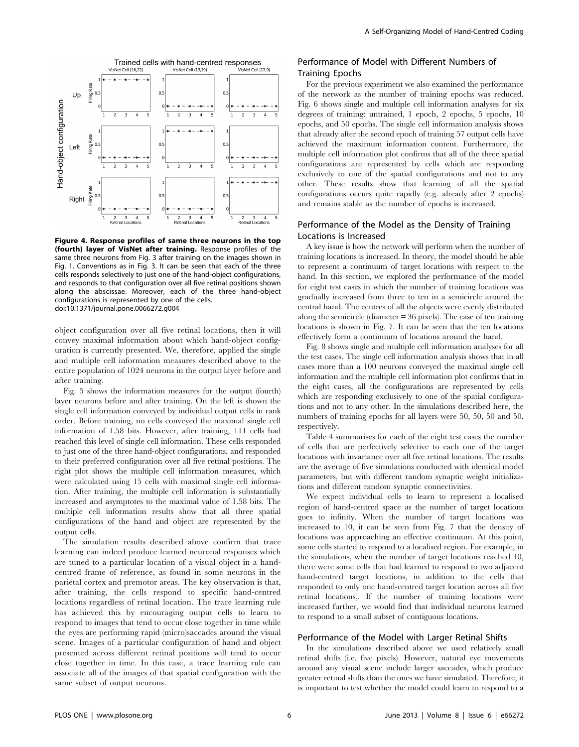Figure 4. Response profiles of same three neurons in the top (fourth) layer of VisNet after training. Response profiles of the same three neurons from Fig. 3 after training on the images shown in Fig. 1. Conventions as in Fig. 3. It can be seen that each of the three cells responds selectively to just one of the hand-object configurations, and responds to that configuration over all five retinal positions shown along the abscissae. Moreover, each of the three hand-object configurations is represented by one of the cells.
doi:10.1371/journal.pone.0066272.g004

object configuration over all five retinal locations, then it will convey maximal information about which hand-object configuration is currently presented. We, therefore, applied the single and multiple cell information measures described above to the entire population of 1024 neurons in the output layer before and after training.

Fig. 5 shows the information measures for the output (fourth) layer neurons before and after training. On the left is shown the single cell information conveyed by individual output cells in rank order. Before training, no cells conveyed the maximal single cell information of 1.58 bits. However, after training, 111 cells had reached this level of single cell information. These cells responded to just one of the three hand-object configurations, and responded to their preferred configuration over all five retinal positions. The right plot shows the multiple cell information measures, which were calculated using 15 cells with maximal single cell information. After training, the multiple cell information is substantially increased and asymptotes to the maximal value of 1.58 bits. The multiple cell information results show that all three spatial configurations of the hand and object are represented by the output cells.

The simulation results described above confirm that trace learning can indeed produce learned neuronal responses which are tuned to a particular location of a visual object in a hand-centred frame of reference, as found in some neurons in the parietal cortex and premotor areas. The key observation is that, after training, the cells respond to specific hand-centred locations regardless of retinal location. The trace learning rule has achieved this by encouraging output cells to learn to respond to images that tend to occur close together in time while the eyes are performing rapid (micro)saccades around the visual scene. Images of a particular configuration of hand and object presented across different retinal positions will tend to occur close together in time. In this case, a trace learning rule can associate all of the images of that spatial configuration with the same subset of output neurons.

## Performance of Model with Different Numbers of Training Epochs

For the previous experiment we also examined the performance of the network as the number of training epochs was reduced. Fig. 6 shows single and multiple cell information analyses for six degrees of training: untrained, 1 epoch, 2 epochs, 5 epochs, 10 epochs, and 50 epochs. The single cell information analysis shows that already after the second epoch of training 57 output cells have achieved the maximum information content. Furthermore, the multiple cell information plot confirms that all of the three spatial configurations are represented by cells which are responding exclusively to one of the spatial configurations and not to any other. These results show that learning of all the spatial configurations occurs quite rapidly (e.g. already after 2 epochs) and remains stable as the number of epochs is increased.

## Performance of the Model as the Density of Training Locations is Increased

A key issue is how the network will perform when the number of training locations is increased. In theory, the model should be able to represent a continuum of target locations with respect to the hand. In this section, we explored the performance of the model for eight test cases in which the number of training locations was gradually increased from three to ten in a semicircle around the central hand. The centres of all the objects were evenly distributed along the semicircle (diameter = 36 pixels). The case of ten training locations is shown in Fig. 7. It can be seen that the ten locations effectively form a continuum of locations around the hand.

Fig. 8 shows single and multiple cell information analyses for all the test cases. The single cell information analysis shows that in all cases more than a 100 neurons conveyed the maximal single cell information and the multiple cell information plot confirms that in the eight cases, all the configurations are represented by cells which are responding exclusively to one of the spatial configurations and not to any other. In the simulations described here, the numbers of training epochs for all layers were 50, 50, 50 and 50, respectively.

Table 4 summarises for each of the eight test cases the number of cells that are perfectively selective to each one of the target locations with invariance over all five retinal locations. The results are the average of five simulations conducted with identical model parameters, but with different random synaptic weight initializations and different random synaptic connectivities.

We expect individual cells to learn to represent a localised region of hand-centred space as the number of target locations goes to infinity. When the number of target locations was increased to 10, it can be seen from Fig. 7 that the density of locations was approaching an effective continuum. At this point, some cells started to respond to a localised region. For example, in the simulations, when the number of target locations reached 10, there were some cells that had learned to respond to two adjacent hand-centred target locations, in addition to the cells that responded to only one hand-centred target location across all five retinal locations,. If the number of training locations were increased further, we would find that individual neurons learned to respond to a small subset of contiguous locations.

## Performance of the Model with Larger Retinal Shifts

In the simulations described above we used relatively small retinal shifts (i.e. five pixels). However, natural eye movements around any visual scene include larger saccades, which produce greater retinal shifts than the ones we have simulated. Therefore, it is important to test whether the model could learn to respond to a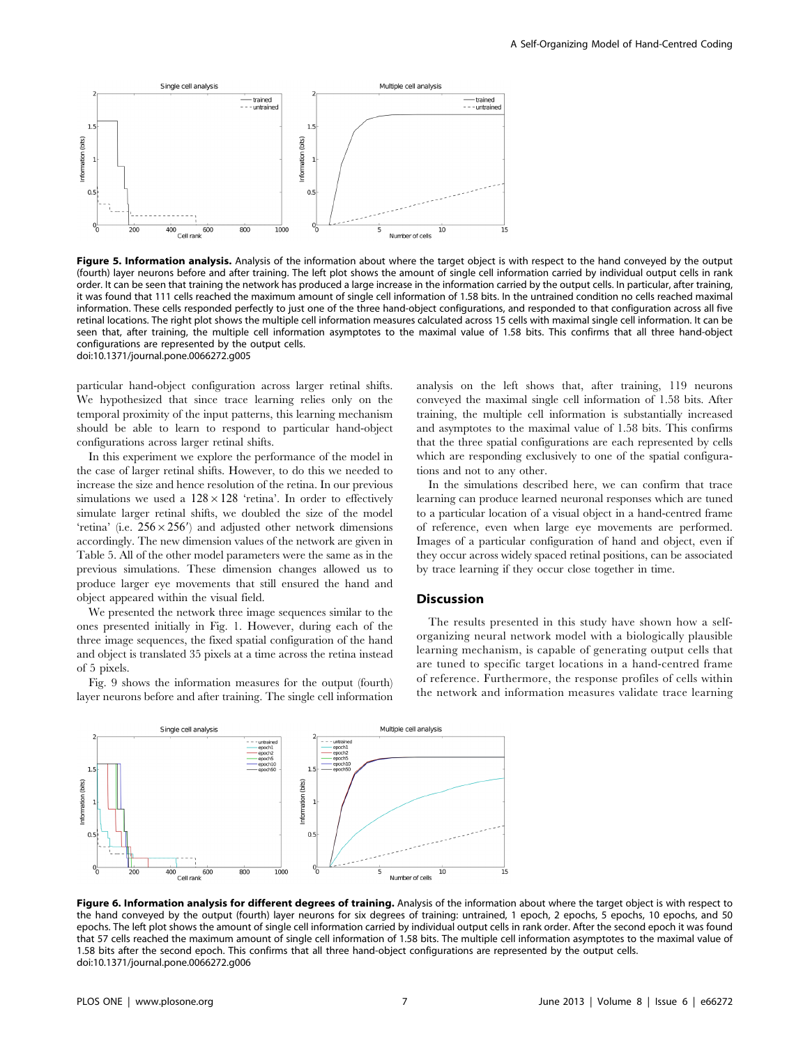**Figure 5. Information analysis.** Analysis of the information about where the target object is with respect to the hand conveyed by the output (fourth) layer neurons before and after training. The left plot shows the amount of single cell information carried by individual output cells in rank order. It can be seen that training the network has produced a large increase in the information carried by the output cells. In particular, after training, it was found that 111 cells reached the maximum amount of single cell information of 1.58 bits. In the untrained condition no cells reached maximal information. These cells responded perfectly to just one of the three hand-object configurations, and responded to that configuration across all five retinal locations. The right plot shows the multiple cell information measures calculated across 15 cells with maximal single cell information. It can be seen that, after training, the multiple cell information asymptotes to the maximal value of 1.58 bits. This confirms that all three hand-object configurations are represented by the output cells.
doi:10.1371/journal.pone.0066272.g005

particular hand-object configuration across larger retinal shifts. We hypothesized that since trace learning relies only on the temporal proximity of the input patterns, this learning mechanism should be able to learn to respond to particular hand-object configurations across larger retinal shifts.

In this experiment we explore the performance of the model in the case of larger retinal shifts. However, to do this we needed to increase the size and hence resolution of the retina. In our previous simulations we used a $128 \times 128$ 'retina'. In order to effectively simulate larger retinal shifts, we doubled the size of the model 'retina' (i.e. $256 \times 256'$) and adjusted other network dimensions accordingly. The new dimension values of the network are given in Table 5. All of the other model parameters were the same as in the previous simulations. These dimension changes allowed us to produce larger eye movements that still ensured the hand and object appeared within the visual field.

We presented the network three image sequences similar to the ones presented initially in Fig. 1. However, during each of the three image sequences, the fixed spatial configuration of the hand and object is translated 35 pixels at a time across the retina instead of 5 pixels.

Fig. 9 shows the information measures for the output (fourth) layer neurons before and after training. The single cell information analysis on the left shows that, after training, 119 neurons conveyed the maximal single cell information of 1.58 bits. After training, the multiple cell information is substantially increased and asymptotes to the maximal value of 1.58 bits. This confirms that the three spatial configurations are each represented by cells which are responding exclusively to one of the spatial configurations and not to any other.

In the simulations described here, we can confirm that trace learning can produce learned neuronal responses which are tuned to a particular location of a visual object in a hand-centred frame of reference, even when large eye movements are performed. Images of a particular configuration of hand and object, even if they occur across widely spaced retinal positions, can be associated by trace learning if they occur close together in time.

## Discussion

The results presented in this study have shown how a self-organizing neural network model with a biologically plausible learning mechanism, is capable of generating output cells that are tuned to specific target locations in a hand-centred frame of reference. Furthermore, the response profiles of cells within the network and information measures validate trace learning

**Figure 6. Information analysis for different degrees of training.** Analysis of the information about where the target object is with respect to the hand conveyed by the output (fourth) layer neurons for six degrees of training: untrained, 1 epoch, 2 epochs, 5 epochs, 10 epochs, and 50 epochs. The left plot shows the amount of single cell information carried by individual output cells in rank order. After the second epoch it was found that 57 cells reached the maximum amount of single cell information of 1.58 bits. The multiple cell information asymptotes to the maximal value of 1.58 bits after the second epoch. This confirms that all three hand-object configurations are represented by the output cells.
doi:10.1371/journal.pone.0066272.g006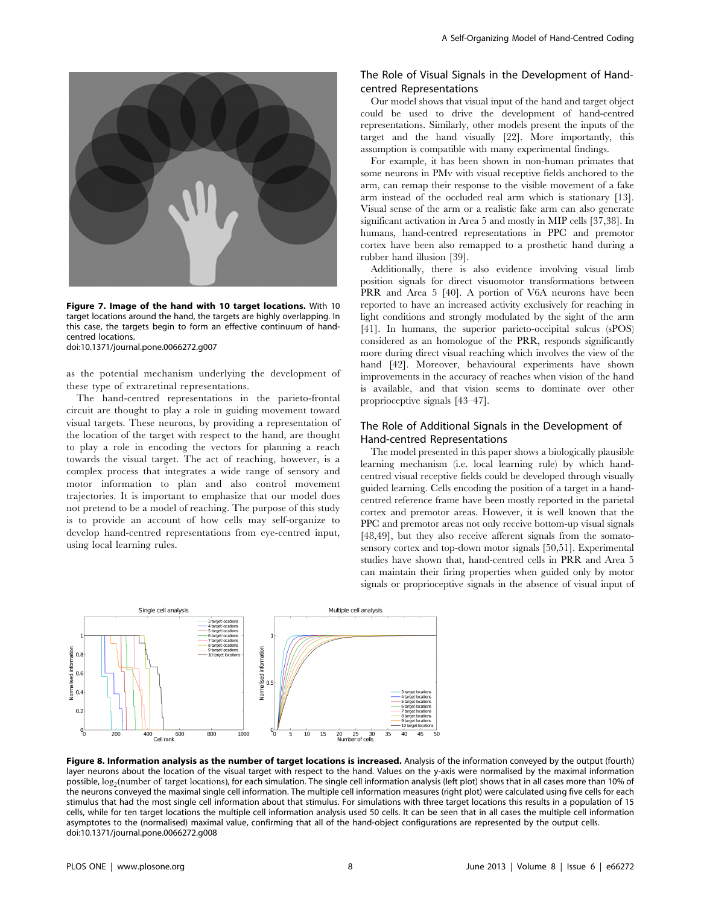**Figure 7. Image of the hand with 10 target locations.** With 10 target locations around the hand, the targets are highly overlapping. In this case, the targets begin to form an effective continuum of hand-centred locations.
doi:10.1371/journal.pone.0066272.g007

as the potential mechanism underlying the development of these type of extraretinal representations.

The hand-centred representations in the parieto-frontal circuit are thought to play a role in guiding movement toward visual targets. These neurons, by providing a representation of the location of the target with respect to the hand, are thought to play a role in encoding the vectors for planning a reach towards the visual target. The act of reaching, however, is a complex process that integrates a wide range of sensory and motor information to plan and also control movement trajectories. It is important to emphasize that our model does not pretend to be a model of reaching. The purpose of this study is to provide an account of how cells may self-organize to develop hand-centred representations from eye-centred input, using local learning rules.

## The Role of Visual Signals in the Development of Hand-centred Representations

Our model shows that visual input of the hand and target object could be used to drive the development of hand-centred representations. Similarly, other models present the inputs of the target and the hand visually [22]. More importantly, this assumption is compatible with many experimental findings.

For example, it has been shown in non-human primates that some neurons in PMv with visual receptive fields anchored to the arm, can remap their response to the visible movement of a fake arm instead of the occluded real arm which is stationary [13]. Visual sense of the arm or a realistic fake arm can also generate significant activation in Area 5 and mostly in MIP cells [37,38]. In humans, hand-centred representations in PPC and premotor cortex have been also remapped to a prosthetic hand during a rubber hand illusion [39].

Additionally, there is also evidence involving visual limb position signals for direct visuomotor transformations between PRR and Area 5 [40]. A portion of V6A neurons have been reported to have an increased activity exclusively for reaching in light conditions and strongly modulated by the sight of the arm [41]. In humans, the superior parieto-occipital sulcus (sPOS) considered as an homologue of the PRR, responds significantly more during direct visual reaching which involves the view of the hand [42]. Moreover, behavioural experiments have shown improvements in the accuracy of reaches when vision of the hand is available, and that vision seems to dominate over other proprioceptive signals [43–47].

## The Role of Additional Signals in the Development of Hand-centred Representations

The model presented in this paper shows a biologically plausible learning mechanism (i.e. local learning rule) by which hand-centred visual receptive fields could be developed through visually guided learning. Cells encoding the position of a target in a hand-centred reference frame have been mostly reported in the parietal cortex and premotor areas. However, it is well known that the PPC and premotor areas not only receive bottom-up visual signals [48,49], but they also receive afferent signals from the somatosensory cortex and top-down motor signals [50,51]. Experimental studies have shown that, hand-centred cells in PRR and Area 5 can maintain their firing properties when guided only by motor signals or proprioceptive signals in the absence of visual input of

**Figure 8. Information analysis as the number of target locations is increased.** Analysis of the information conveyed by the output (fourth) layer neurons about the location of the visual target with respect to the hand. Values on the y-axis were normalised by the maximal information possible, $\log_2$(number of target locations), for each simulation. The single cell information analysis (left plot) shows that in all cases more than 10% of the neurons conveyed the maximal single cell information. The multiple cell information measures (right plot) were calculated using five cells for each stimulus that had the most single cell information about that stimulus. For simulations with three target locations this results in a population of 15 cells, while for ten target locations the multiple cell information analysis used 50 cells. It can be seen that in all cases the multiple cell information asymptotes to the (normalised) maximal value, confirming that all of the hand-object configurations are represented by the output cells.
doi:10.1371/journal.pone.0066272.g008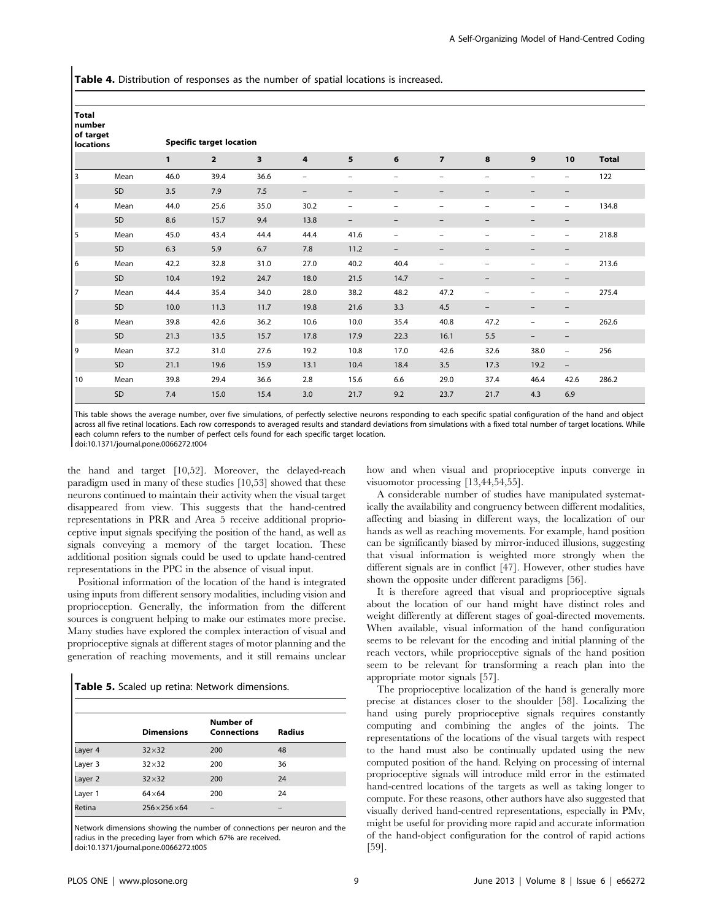**Table 4.** Distribution of responses as the number of spatial locations is increased.

| Total number of target locations | | Specific target location | | | | | | | | | | |
|---|---|---|---|---|---|---|---|---|---|---|---|---|
| | | 1 | 2 | 3 | 4 | 5 | 6 | 7 | 8 | 9 | 10 | Total |
| 3 | Mean | 46.0 | 39.4 | 36.6 | – | – | – | – | – | – | – | 122 |
| | SD | 3.5 | 7.9 | 7.5 | – | – | – | – | – | – | – | |
| 4 | Mean | 44.0 | 25.6 | 35.0 | 30.2 | – | – | – | – | – | – | 134.8 |
| | SD | 8.6 | 15.7 | 9.4 | 13.8 | – | – | – | – | – | – | |
| 5 | Mean | 45.0 | 43.4 | 44.4 | 44.4 | 41.6 | – | – | – | – | – | 218.8 |
| | SD | 6.3 | 5.9 | 6.7 | 7.8 | 11.2 | – | – | – | – | – | |
| 6 | Mean | 42.2 | 32.8 | 31.0 | 27.0 | 40.2 | 40.4 | – | – | – | – | 213.6 |
| | SD | 10.4 | 19.2 | 24.7 | 18.0 | 21.5 | 14.7 | – | – | – | – | |
| 7 | Mean | 44.4 | 35.4 | 34.0 | 28.0 | 38.2 | 48.2 | 47.2 | – | – | – | 275.4 |
| | SD | 10.0 | 11.3 | 11.7 | 19.8 | 21.6 | 3.3 | 4.5 | – | – | – | |
| 8 | Mean | 39.8 | 42.6 | 36.2 | 10.6 | 10.0 | 35.4 | 40.8 | 47.2 | – | – | 262.6 |
| | SD | 21.3 | 13.5 | 15.7 | 17.8 | 17.9 | 22.3 | 16.1 | 5.5 | – | – | |
| 9 | Mean | 37.2 | 31.0 | 27.6 | 19.2 | 10.8 | 17.0 | 42.6 | 32.6 | 38.0 | – | 256 |
| | SD | 21.1 | 19.6 | 15.9 | 13.1 | 10.4 | 18.4 | 3.5 | 17.3 | 19.2 | – | |
| 10 | Mean | 39.8 | 29.4 | 36.6 | 2.8 | 15.6 | 6.6 | 29.0 | 37.4 | 46.4 | 42.6 | 286.2 |
| | SD | 7.4 | 15.0 | 15.4 | 3.0 | 21.7 | 9.2 | 23.7 | 21.7 | 4.3 | 6.9 | |

This table shows the average number, over five simulations, of perfectly selective neurons responding to each specific spatial configuration of the hand and object across all five retinal locations. Each row corresponds to averaged results and standard deviations from simulations with a fixed total number of target locations. While each column refers to the number of perfect cells found for each specific target location.
doi:10.1371/journal.pone.0066272.t004

the hand and target [10,52]. Moreover, the delayed-reach paradigm used in many of these studies [10,53] showed that these neurons continued to maintain their activity when the visual target disappeared from view. This suggests that the hand-centred representations in PRR and Area 5 receive additional proprioceptive input signals specifying the position of the hand, as well as signals conveying a memory of the target location. These additional position signals could be used to update hand-centred representations in the PPC in the absence of visual input.

Positional information of the location of the hand is integrated using inputs from different sensory modalities, including vision and proprioception. Generally, the information from the different sources is congruent helping to make our estimates more precise. Many studies have explored the complex interaction of visual and proprioceptive signals at different stages of motor planning and the generation of reaching movements, and it still remains unclear how and when visual and proprioceptive inputs converge in visuomotor processing [13,44,54,55].

A considerable number of studies have manipulated systematically the availability and congruency between different modalities, affecting and biasing in different ways, the localization of our hands as well as reaching movements. For example, hand position can be significantly biased by mirror-induced illusions, suggesting that visual information is weighted more strongly when the different signals are in conflict [47]. However, other studies have shown the opposite under different paradigms [56].

It is therefore agreed that visual and proprioceptive signals about the location of our hand might have distinct roles and weight differently at different stages of goal-directed movements. When available, visual information of the hand configuration seems to be relevant for the encoding and initial planning of the reach vectors, while proprioceptive signals of the hand position seem to be relevant for transforming a reach plan into the appropriate motor signals [57].

The proprioceptive localization of the hand is generally more precise at distances closer to the shoulder [58]. Localizing the hand using purely proprioceptive signals requires constantly computing and combining the angles of the joints. The representations of the locations of the visual targets with respect to the hand must also be continually updated using the new computed position of the hand. Relying on processing of internal proprioceptive signals will introduce mild error in the estimated hand-centred locations of the targets as well as taking longer to compute. For these reasons, other authors have also suggested that visually derived hand-centred representations, especially in PMv, might be useful for providing more rapid and accurate information of the hand-object configuration for the control of rapid actions [59].

**Table 5.** Scaled up retina: Network dimensions.

| | Dimensions | Number of Connections | Radius |
|---|---|---|---|
| Layer 4 | 32×32 | 200 | 48 |
| Layer 3 | 32×32 | 200 | 36 |
| Layer 2 | 32×32 | 200 | 24 |
| Layer 1 | 64×64 | 200 | 24 |
| Retina | 256×256×64 | – | – |

Network dimensions showing the number of connections per neuron and the radius in the preceding layer from which 67% are received.
doi:10.1371/journal.pone.0066272.t005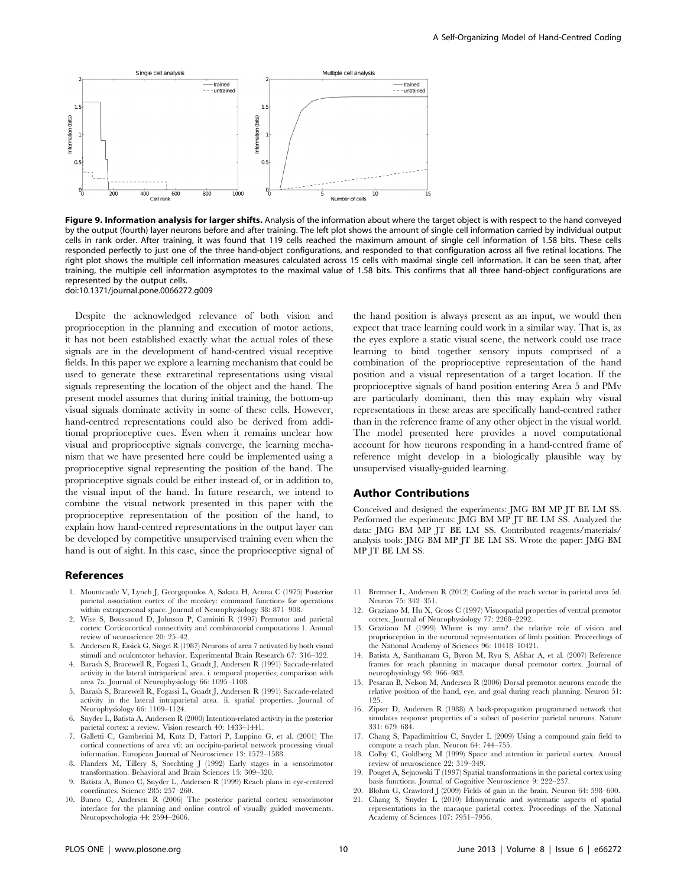Single cell analysis

Information (bits)

Cell rank

trained

untrained

2

1.5

1

0.5

0

0

200

400

600

800

1000

Multiple cell analysis

Information (bits)

Number of cells

trained

untrained

2

1.5

1

0.5

0

0

5

10

15

**Figure 9. Information analysis for larger shifts.** Analysis of the information about where the target object is with respect to the hand conveyed by the output (fourth) layer neurons before and after training. The left plot shows the amount of single cell information carried by individual output cells in rank order. After training, it was found that 119 cells reached the maximum amount of single cell information of 1.58 bits. These cells responded perfectly to just one of the three hand-object configurations, and responded to that configuration across all five retinal locations. The right plot shows the multiple cell information measures calculated across 15 cells with maximal single cell information. It can be seen that, after training, the multiple cell information asymptotes to the maximal value of 1.58 bits. This confirms that all three hand-object configurations are represented by the output cells.
doi:10.1371/journal.pone.0066272.g009

Despite the acknowledged relevance of both vision and proprioception in the planning and execution of motor actions, it has not been established exactly what the actual roles of these signals are in the development of hand-centred visual receptive fields. In this paper we explore a learning mechanism that could be used to generate these extraretinal representations using visual signals representing the location of the object and the hand. The present model assumes that during initial training, the bottom-up visual signals dominate activity in some of these cells. However, hand-centred representations could also be derived from additional proprioceptive cues. Even when it remains unclear how visual and proprioceptive signals converge, the learning mechanism that we have presented here could be implemented using a proprioceptive signal representing the position of the hand. The proprioceptive signals could be either instead of, or in addition to, the visual input of the hand. In future research, we intend to combine the visual network presented in this paper with the proprioceptive representation of the position of the hand, to explain how hand-centred representations in the output layer can be developed by competitive unsupervised training even when the hand is out of sight. In this case, since the proprioceptive signal of the hand position is always present as an input, we would then expect that trace learning could work in a similar way. That is, as the eyes explore a static visual scene, the network could use trace learning to bind together sensory inputs comprised of a combination of the proprioceptive representation of the hand position and a visual representation of a target location. If the proprioceptive signals of hand position entering Area 5 and PMv are particularly dominant, then this may explain why visual representations in these areas are specifically hand-centred rather than in the reference frame of any other object in the visual world. The model presented here provides a novel computational account for how neurons responding in a hand-centred frame of reference might develop in a biologically plausible way by unsupervised visually-guided learning.

## Author Contributions

Conceived and designed the experiments: JMG BM MP JT BE LM SS. Performed the experiments: JMG BM MP JT BE LM SS. Analyzed the data: JMG BM MP JT BE LM SS. Contributed reagents/materials/analysis tools: JMG BM MP JT BE LM SS. Wrote the paper: JMG BM MP JT BE LM SS.

## References

1. Mountcastle V, Lynch J, Georgopoulos A, Sakata H, Acuna C (1975) Posterior parietal association cortex of the monkey: command functions for operations within extrapersonal space. Journal of Neurophysiology 38: 871–908.
2. Wise S, Boussaoud D, Johnson P, Caminiti R (1997) Premotor and parietal cortex: Corticocortical connectivity and combinatorial computations 1. Annual review of neuroscience 20: 25–42.
3. Andersen R, Essick G, Siegel R (1987) Neurons of area 7 activated by both visual stimuli and oculomotor behavior. Experimental Brain Research 67: 316–322.
4. Barash S, Bracewell R, Fogassi L, Gnadt J, Andersen R (1991) Saccade-related activity in the lateral intraparietal area. i. temporal properties; comparison with area 7a. Journal of Neurophysiology 66: 1095–1108.
5. Barash S, Bracewell R, Fogassi L, Gnadt J, Andersen R (1991) Saccade-related activity in the lateral intraparietal area. ii. spatial properties. Journal of Neurophysiology 66: 1109–1124.
6. Snyder L, Batista A, Andersen R (2000) Intention-related activity in the posterior parietal cortex: a review. Vision research 40: 1433–1441.
7. Galletti C, Gamberini M, Kutz D, Fattori P, Luppino G, et al. (2001) The cortical connections of area v6: an occipito-parietal network processing visual information. European Journal of Neuroscience 13: 1572–1588.
8. Flanders M, Tillery S, Soechting J (1992) Early stages in a sensorimotor transformation. Behavioral and Brain Sciences 15: 309–320.
9. Batista A, Buneo C, Snyder L, Andersen R (1999) Reach plans in eye-centered coordinates. Science 285: 257–260.
10. Buneo C, Andersen R (2006) The posterior parietal cortex: sensorimotor interface for the planning and online control of visually guided movements. Neuropsychologia 44: 2594–2606.
11. Bremner L, Andersen R (2012) Coding of the reach vector in parietal area 5d. Neuron 75: 342–351.
12. Graziano M, Hu X, Gross C (1997) Visuospatial properties of ventral premotor cortex. Journal of Neurophysiology 77: 2268–2292.
13. Graziano M (1999) Where is my arm? the relative role of vision and proprioception in the neuronal representation of limb position. Proceedings of the National Academy of Sciences 96: 10418–10421.
14. Batista A, Santhanam G, Byron M, Ryu S, Afshar A, et al. (2007) Reference frames for reach planning in macaque dorsal premotor cortex. Journal of neurophysiology 98: 966–983.
15. Pesaran B, Nelson M, Andersen R (2006) Dorsal premotor neurons encode the relative position of the hand, eye, and goal during reach planning. Neuron 51: 125.
16. Zipser D, Andersen R (1988) A back-propagation programmed network that simulates response properties of a subset of posterior parietal neurons. Nature 331: 679–684.
17. Chang S, Papadimitriou C, Snyder L (2009) Using a compound gain field to compute a reach plan. Neuron 64: 744–755.
18. Colby C, Goldberg M (1999) Space and attention in parietal cortex. Annual review of neuroscience 22: 319–349.
19. Pouget A, Sejnowski T (1997) Spatial transformations in the parietal cortex using basis functions. Journal of Cognitive Neuroscience 9: 222–237.
20. Blohm G, Crawford J (2009) Fields of gain in the brain. Neuron 64: 598–600.
21. Chang S, Snyder L (2010) Idiosyncratic and systematic aspects of spatial representations in the macaque parietal cortex. Proceedings of the National Academy of Sciences 107: 7951–7956.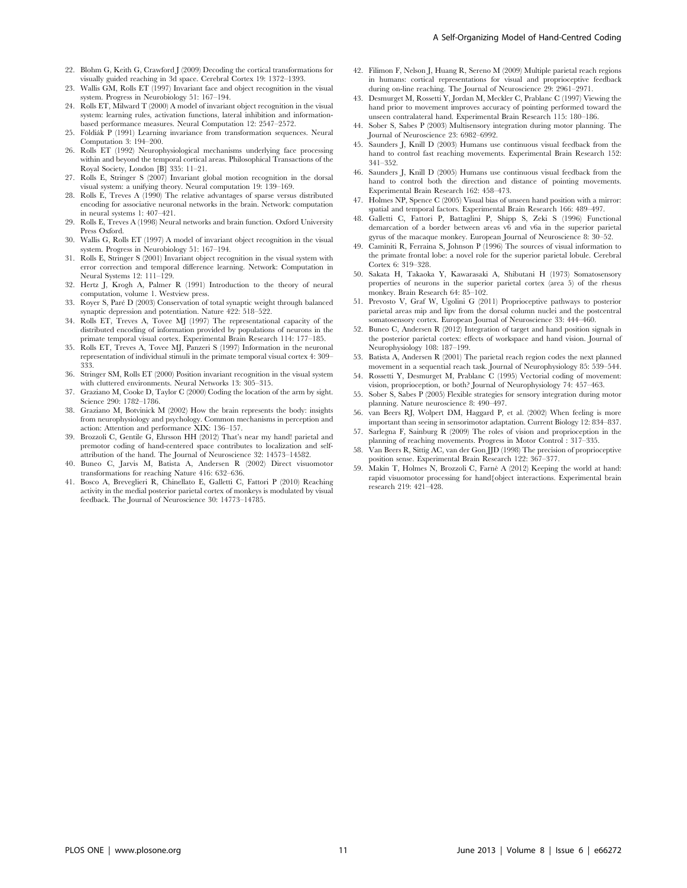22. Blohm G, Keith G, Crawford J (2009) Decoding the cortical transformations for visually guided reaching in 3d space. Cerebral Cortex 19: 1372–1393.
23. Wallis GM, Rolls ET (1997) Invariant face and object recognition in the visual system. Progress in Neurobiology 51: 167–194.
24. Rolls ET, Milward T (2000) A model of invariant object recognition in the visual system: learning rules, activation functions, lateral inhibition and information-based performance measures. Neural Computation 12: 2547–2572.
25. Földiák P (1991) Learning invariance from transformation sequences. Neural Computation 3: 194–200.
26. Rolls ET (1992) Neurophysiological mechanisms underlying face processing within and beyond the temporal cortical areas. Philosophical Transactions of the Royal Society, London [B] 335: 11–21.
27. Rolls E, Stringer S (2007) Invariant global motion recognition in the dorsal visual system: a unifying theory. Neural computation 19: 139–169.
28. Rolls E, Treves A (1990) The relative advantages of sparse versus distributed encoding for associative neuronal networks in the brain. Network: computation in neural systems 1: 407–421.
29. Rolls E, Treves A (1998) Neural networks and brain function. Oxford University Press Oxford.
30. Wallis G, Rolls ET (1997) A model of invariant object recognition in the visual system. Progress in Neurobiology 51: 167–194.
31. Rolls E, Stringer S (2001) Invariant object recognition in the visual system with error correction and temporal difference learning. Network: Computation in Neural Systems 12: 111–129.
32. Hertz J, Krogh A, Palmer R (1991) Introduction to the theory of neural computation, volume 1. Westview press.
33. Royer S, Paré D (2003) Conservation of total synaptic weight through balanced synaptic depression and potentiation. Nature 422: 518–522.
34. Rolls ET, Treves A, Tovee MJ (1997) The representational capacity of the distributed encoding of information provided by populations of neurons in the primate temporal visual cortex. Experimental Brain Research 114: 177–185.
35. Rolls ET, Treves A, Tovee MJ, Panzeri S (1997) Information in the neuronal representation of individual stimuli in the primate temporal visual cortex 4: 309–333.
36. Stringer SM, Rolls ET (2000) Position invariant recognition in the visual system with cluttered environments. Neural Networks 13: 305–315.
37. Graziano M, Cooke D, Taylor C (2000) Coding the location of the arm by sight. Science 290: 1782–1786.
38. Graziano M, Botvinick M (2002) How the brain represents the body: insights from neurophysiology and psychology. Common mechanisms in perception and action: Attention and performance XIX: 136–157.
39. Brozzoli C, Gentile G, Ehrsson HH (2012) That's near my hand! parietal and premotor coding of hand-centered space contributes to localization and self-attribution of the hand. The Journal of Neuroscience 32: 14573–14582.
40. Buneo C, Jarvis M, Batista A, Andersen R (2002) Direct visuomotor transformations for reaching Nature 416: 632–636.
41. Bosco A, Breveglieri R, Chinellato E, Galletti C, Fattori P (2010) Reaching activity in the medial posterior parietal cortex of monkeys is modulated by visual feedback. The Journal of Neuroscience 30: 14773–14785.
42. Filimon F, Nelson J, Huang R, Sereno M (2009) Multiple parietal reach regions in humans: cortical representations for visual and proprioceptive feedback during on-line reaching. The Journal of Neuroscience 29: 2961–2971.
43. Desmurget M, Rossetti Y, Jordan M, Meckler C, Prablanc C (1997) Viewing the hand prior to movement improves accuracy of pointing performed toward the unseen contralateral hand. Experimental Brain Research 115: 180–186.
44. Sober S, Sabes P (2003) Multisensory integration during motor planning. The Journal of Neuroscience 23: 6982–6992.
45. Saunders J, Knill D (2003) Humans use continuous visual feedback from the hand to control fast reaching movements. Experimental Brain Research 152: 341–352.
46. Saunders J, Knill D (2005) Humans use continuous visual feedback from the hand to control both the direction and distance of pointing movements. Experimental Brain Research 162: 458–473.
47. Holmes NP, Spence C (2005) Visual bias of unseen hand position with a mirror: spatial and temporal factors. Experimental Brain Research 166: 489–497.
48. Galletti C, Fattori P, Battaglini P, Shipp S, Zeki S (1996) Functional demarcation of a border between areas v6 and v6a in the superior parietal gyrus of the macaque monkey. European Journal of Neuroscience 8: 30–52.
49. Caminiti R, Ferraina S, Johnson P (1996) The sources of visual information to the primate frontal lobe: a novel role for the superior parietal lobule. Cerebral Cortex 6: 319–328.
50. Sakata H, Takaoka Y, Kawarasaki A, Shibutani H (1973) Somatosensory properties of neurons in the superior parietal cortex (area 5) of the rhesus monkey. Brain Research 64: 85–102.
51. Prevosto V, Graf W, Ugolini G (2011) Proprioceptive pathways to posterior parietal areas mip and lipv from the dorsal column nuclei and the postcentral somatosensory cortex. European Journal of Neuroscience 33: 444–460.
52. Buneo C, Andersen R (2012) Integration of target and hand position signals in the posterior parietal cortex: effects of workspace and hand vision. Journal of Neurophysiology 108: 187–199.
53. Batista A, Andersen R (2001) The parietal reach region codes the next planned movement in a sequential reach task. Journal of Neurophysiology 85: 539–544.
54. Rossetti Y, Desmurget M, Prablanc C (1995) Vectorial coding of movement: vision, proprioception, or both? Journal of Neurophysiology 74: 457–463.
55. Sober S, Sabes P (2005) Flexible strategies for sensory integration during motor planning. Nature neuroscience 8: 490–497.
56. van Beers RJ, Wolpert DM, Haggard P, et al. (2002) When feeling is more important than seeing in sensorimotor adaptation. Current Biology 12: 834–837.
57. Sarlegna F, Sainburg R (2009) The roles of vision and proprioception in the planning of reaching movements. Progress in Motor Control : 317–335.
58. Van Beers R, Sittig AC, van der Gon JJD (1998) The precision of proprioceptive position sense. Experimental Brain Research 122: 367–377.
59. Makin T, Holmes N, Brozzoli C, Farnè A (2012) Keeping the world at hand: rapid visuomotor processing for hand{object interactions. Experimental brain research 219: 421–428.